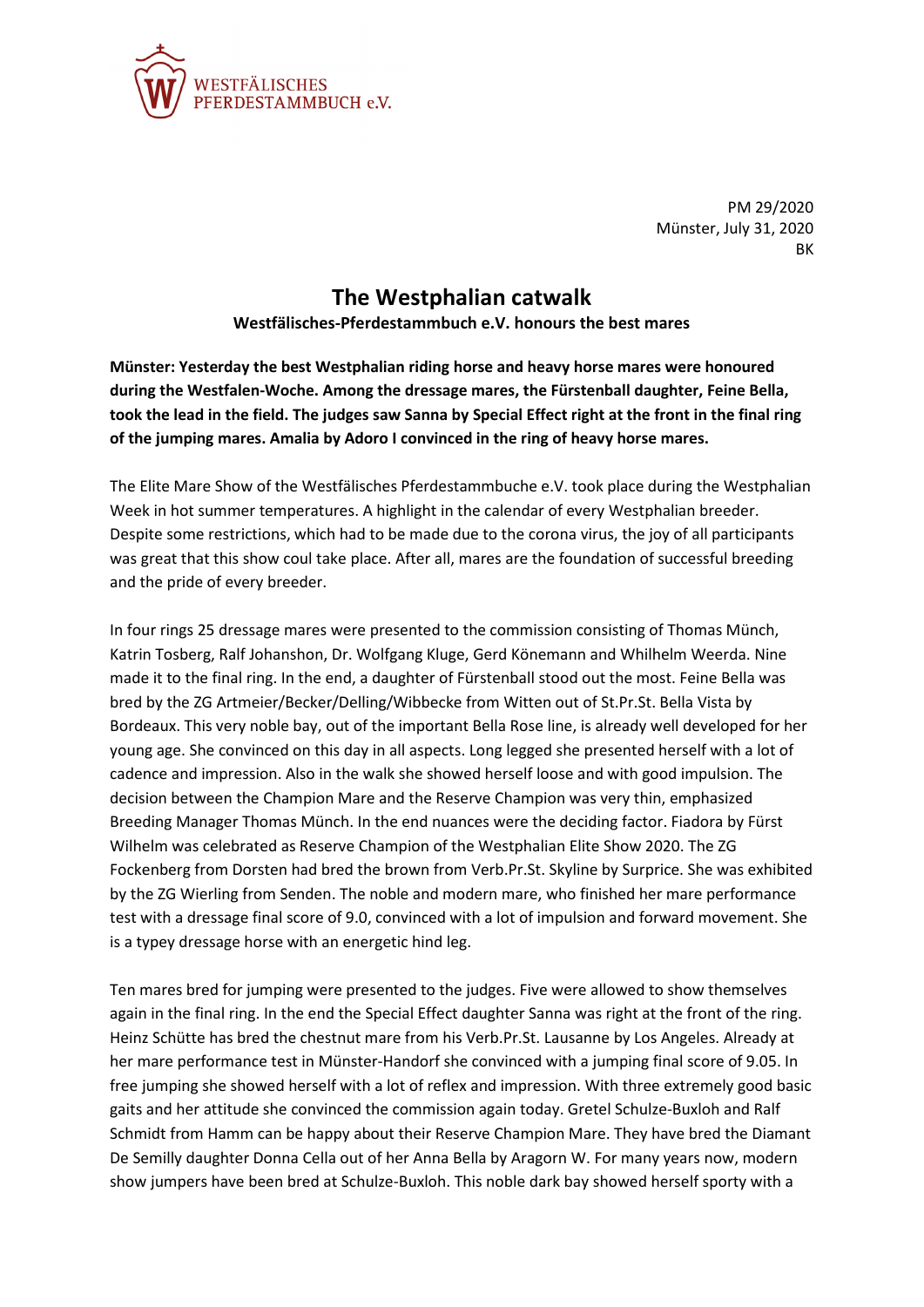WESTFÄLISCHES PFERDESTAMMBUCH e.V.

PM 29/2020
Münster, July 31, 2020
BK

# The Westphalian catwalk

**Westfälisches-Pferdestammbuch e.V. honours the best mares**

**Münster: Yesterday the best Westphalian riding horse and heavy horse mares were honoured during the Westfalen-Woche. Among the dressage mares, the Fürstenball daughter, Feine Bella, took the lead in the field. The judges saw Sanna by Special Effect right at the front in the final ring of the jumping mares. Amalia by Adoro I convinced in the ring of heavy horse mares.**

The Elite Mare Show of the Westfälisches Pferdestammbuche e.V. took place during the Westphalian Week in hot summer temperatures. A highlight in the calendar of every Westphalian breeder. Despite some restrictions, which had to be made due to the corona virus, the joy of all participants was great that this show coul take place. After all, mares are the foundation of successful breeding and the pride of every breeder.

In four rings 25 dressage mares were presented to the commission consisting of Thomas Münch, Katrin Tosberg, Ralf Johanshon, Dr. Wolfgang Kluge, Gerd Könemann and Whilhelm Weerda. Nine made it to the final ring. In the end, a daughter of Fürstenball stood out the most. Feine Bella was bred by the ZG Artmeier/Becker/Delling/Wibbecke from Witten out of St.Pr.St. Bella Vista by Bordeaux. This very noble bay, out of the important Bella Rose line, is already well developed for her young age. She convinced on this day in all aspects. Long legged she presented herself with a lot of cadence and impression. Also in the walk she showed herself loose and with good impulsion. The decision between the Champion Mare and the Reserve Champion was very thin, emphasized Breeding Manager Thomas Münch. In the end nuances were the deciding factor. Fiadora by Fürst Wilhelm was celebrated as Reserve Champion of the Westphalian Elite Show 2020. The ZG Fockenberg from Dorsten had bred the brown from Verb.Pr.St. Skyline by Surprice. She was exhibited by the ZG Wierling from Senden. The noble and modern mare, who finished her mare performance test with a dressage final score of 9.0, convinced with a lot of impulsion and forward movement. She is a typey dressage horse with an energetic hind leg.

Ten mares bred for jumping were presented to the judges. Five were allowed to show themselves again in the final ring. In the end the Special Effect daughter Sanna was right at the front of the ring. Heinz Schütte has bred the chestnut mare from his Verb.Pr.St. Lausanne by Los Angeles. Already at her mare performance test in Münster-Handorf she convinced with a jumping final score of 9.05. In free jumping she showed herself with a lot of reflex and impression. With three extremely good basic gaits and her attitude she convinced the commission again today. Gretel Schulze-Buxloh and Ralf Schmidt from Hamm can be happy about their Reserve Champion Mare. They have bred the Diamant De Semilly daughter Donna Cella out of her Anna Bella by Aragorn W. For many years now, modern show jumpers have been bred at Schulze-Buxloh. This noble dark bay showed herself sporty with a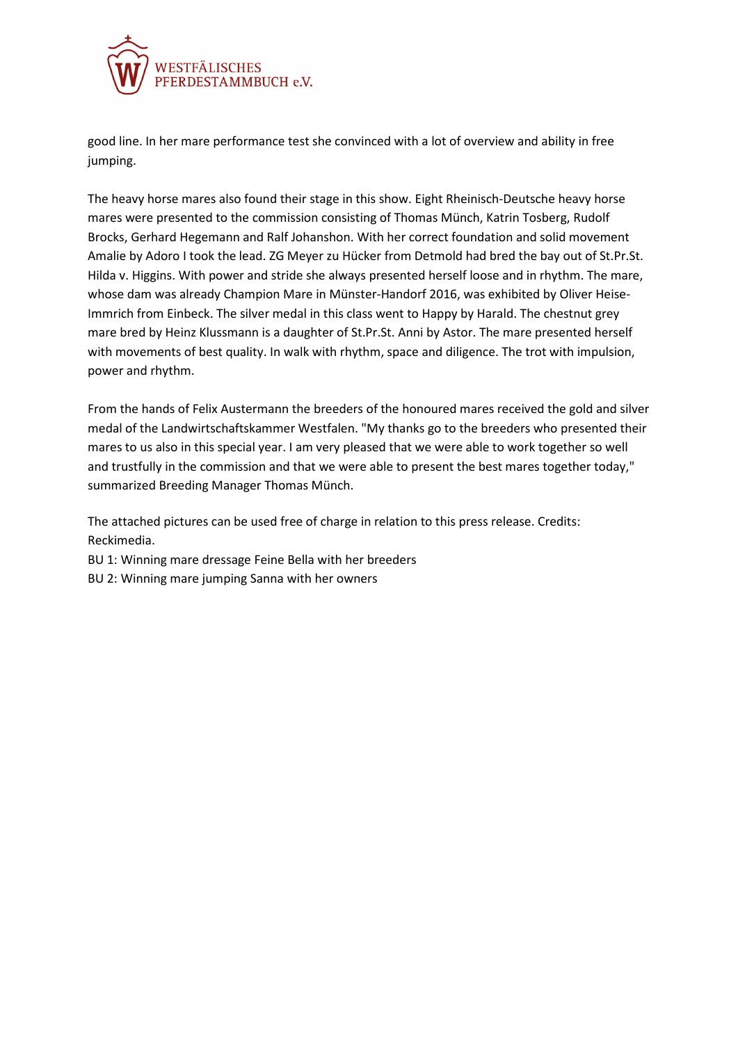good line. In her mare performance test she convinced with a lot of overview and ability in free jumping.

The heavy horse mares also found their stage in this show. Eight Rheinisch-Deutsche heavy horse mares were presented to the commission consisting of Thomas Münch, Katrin Tosberg, Rudolf Brocks, Gerhard Hegemann and Ralf Johanshon. With her correct foundation and solid movement Amalie by Adoro I took the lead. ZG Meyer zu Hücker from Detmold had bred the bay out of St.Pr.St. Hilda v. Higgins. With power and stride she always presented herself loose and in rhythm. The mare, whose dam was already Champion Mare in Münster-Handorf 2016, was exhibited by Oliver Heise-Immrich from Einbeck. The silver medal in this class went to Happy by Harald. The chestnut grey mare bred by Heinz Klussmann is a daughter of St.Pr.St. Anni by Astor. The mare presented herself with movements of best quality. In walk with rhythm, space and diligence. The trot with impulsion, power and rhythm.

From the hands of Felix Austermann the breeders of the honoured mares received the gold and silver medal of the Landwirtschaftskammer Westfalen. "My thanks go to the breeders who presented their mares to us also in this special year. I am very pleased that we were able to work together so well and trustfully in the commission and that we were able to present the best mares together today," summarized Breeding Manager Thomas Münch.

The attached pictures can be used free of charge in relation to this press release. Credits: Reckimedia.

BU 1: Winning mare dressage Feine Bella with her breeders

BU 2: Winning mare jumping Sanna with her owners